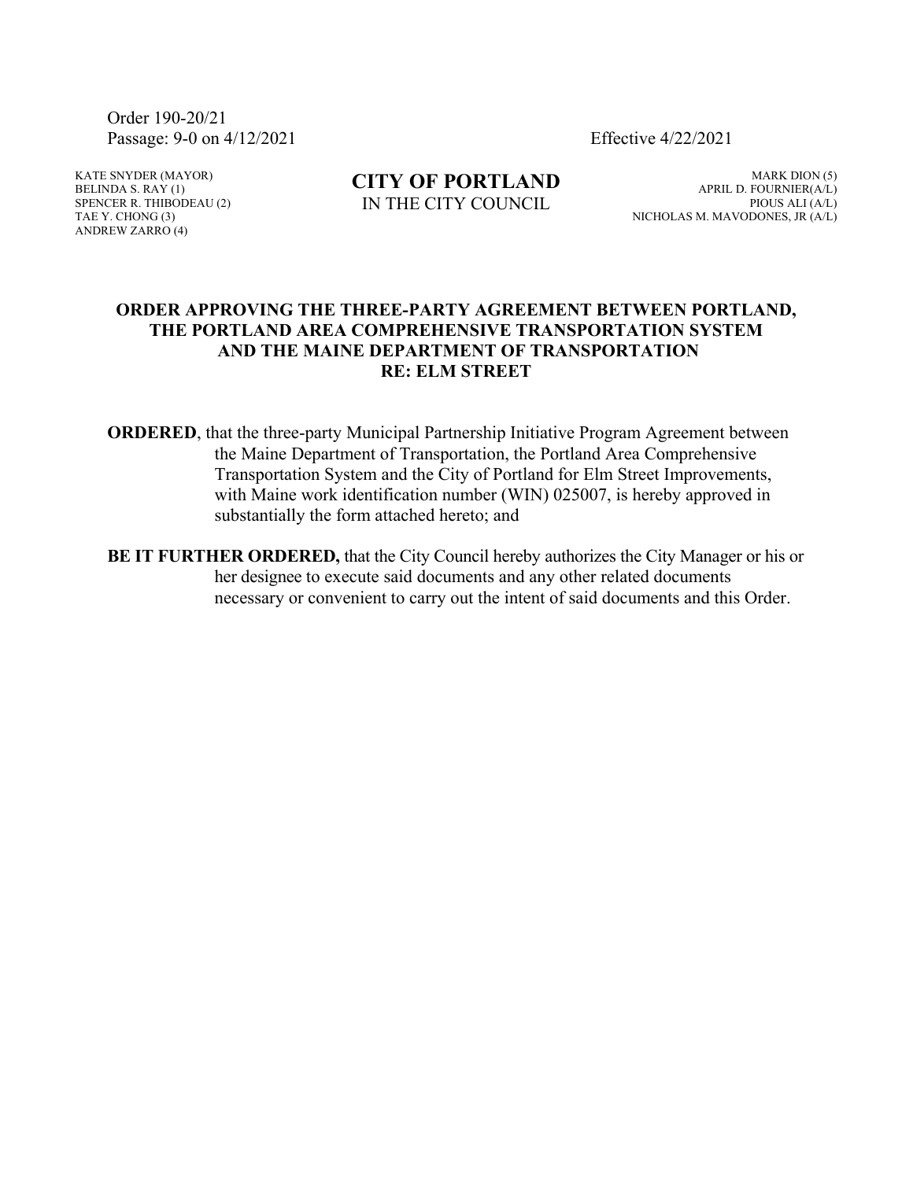Order 190-20/21
Passage: 9-0 on 4/12/2021 Effective 4/22/2021

KATE SNYDER (MAYOR)
BELINDA S. RAY (1)
SPENCER R. THIBODEAU (2)
TAE Y. CHONG (3)
ANDREW ZARRO (4)

**CITY OF PORTLAND**
IN THE CITY COUNCIL

MARK DION (5)
APRIL D. FOURNIER(A/L)
PIOUS ALI (A/L)
NICHOLAS M. MAVODONES, JR (A/L)

## ORDER APPROVING THE THREE-PARTY AGREEMENT BETWEEN PORTLAND, THE PORTLAND AREA COMPREHENSIVE TRANSPORTATION SYSTEM AND THE MAINE DEPARTMENT OF TRANSPORTATION RE: ELM STREET

**ORDERED**, that the three-party Municipal Partnership Initiative Program Agreement between the Maine Department of Transportation, the Portland Area Comprehensive Transportation System and the City of Portland for Elm Street Improvements, with Maine work identification number (WIN) 025007, is hereby approved in substantially the form attached hereto; and

**BE IT FURTHER ORDERED,** that the City Council hereby authorizes the City Manager or his or her designee to execute said documents and any other related documents necessary or convenient to carry out the intent of said documents and this Order.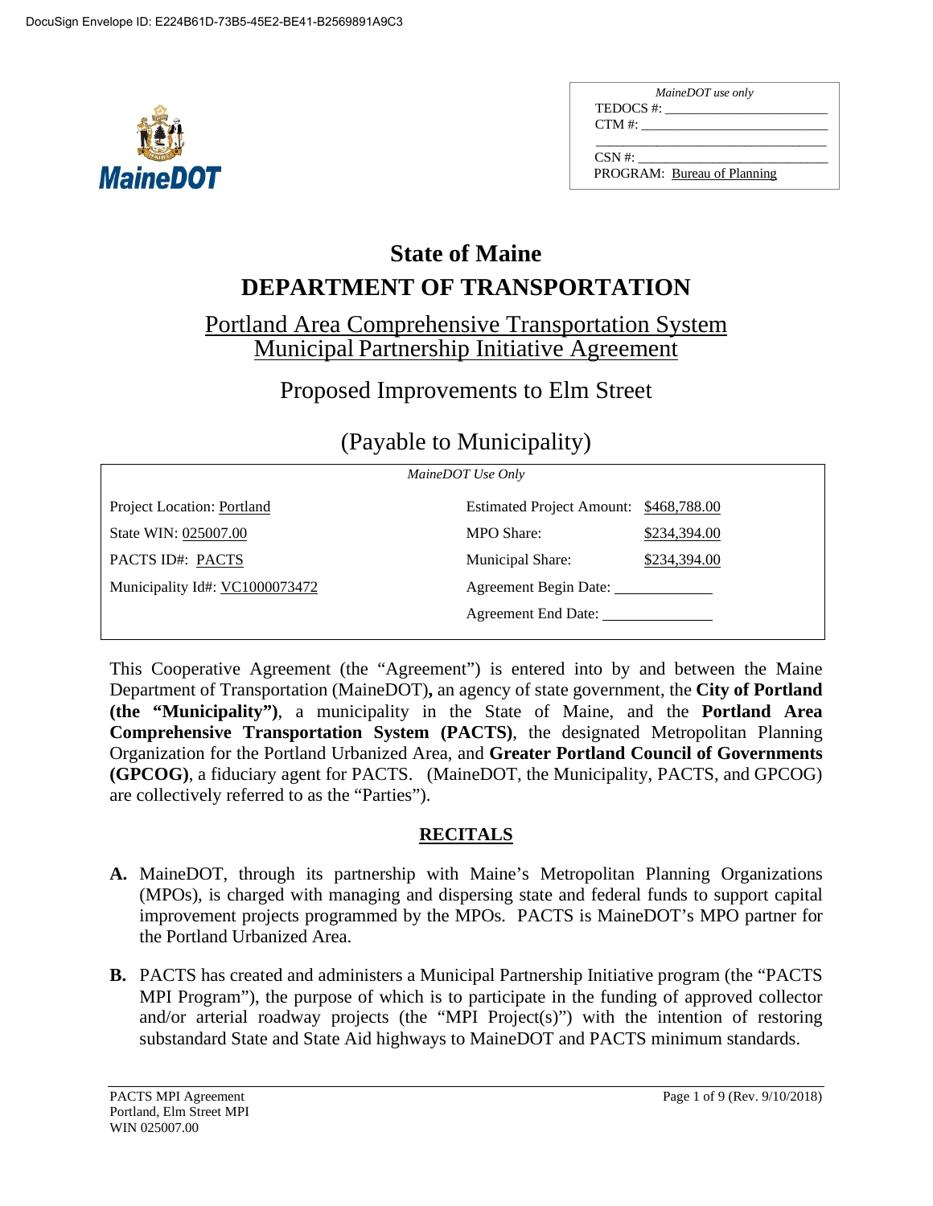DocuSign Envelope ID: E224B61D-73B5-45E2-BE41-B2569891A9C3

MaineDOT

| *MaineDOT use only* |
|---|
| TEDOCS #: ____________ |
| CTM #: ____________ |
| CSN #: ____________ |
| PROGRAM: Bureau of Planning |

# State of Maine
# DEPARTMENT OF TRANSPORTATION

## Portland Area Comprehensive Transportation System Municipal Partnership Initiative Agreement

## Proposed Improvements to Elm Street

## (Payable to Municipality)

| *MaineDOT Use Only* | | | |
|---|---|---|---|
| Project Location: Portland | | Estimated Project Amount: | $468,788.00 |
| State WIN: 025007.00 | | MPO Share: | $234,394.00 |
| PACTS ID#: PACTS | | Municipal Share: | $234,394.00 |
| Municipality Id#: VC1000073472 | | Agreement Begin Date: | ____________ |
| | | Agreement End Date: | ____________ |

This Cooperative Agreement (the "Agreement") is entered into by and between the Maine Department of Transportation (MaineDOT)**,** an agency of state government, the **City of Portland (the "Municipality")**, a municipality in the State of Maine, and the **Portland Area Comprehensive Transportation System (PACTS)**, the designated Metropolitan Planning Organization for the Portland Urbanized Area, and **Greater Portland Council of Governments (GPCOG)**, a fiduciary agent for PACTS. (MaineDOT, the Municipality, PACTS, and GPCOG) are collectively referred to as the "Parties").

## RECITALS

**A.** MaineDOT, through its partnership with Maine's Metropolitan Planning Organizations (MPOs), is charged with managing and dispersing state and federal funds to support capital improvement projects programmed by the MPOs. PACTS is MaineDOT's MPO partner for the Portland Urbanized Area.

**B.** PACTS has created and administers a Municipal Partnership Initiative program (the "PACTS MPI Program"), the purpose of which is to participate in the funding of approved collector and/or arterial roadway projects (the "MPI Project(s)") with the intention of restoring substandard State and State Aid highways to MaineDOT and PACTS minimum standards.

PACTS MPI Agreement
Portland, Elm Street MPI
WIN 025007.00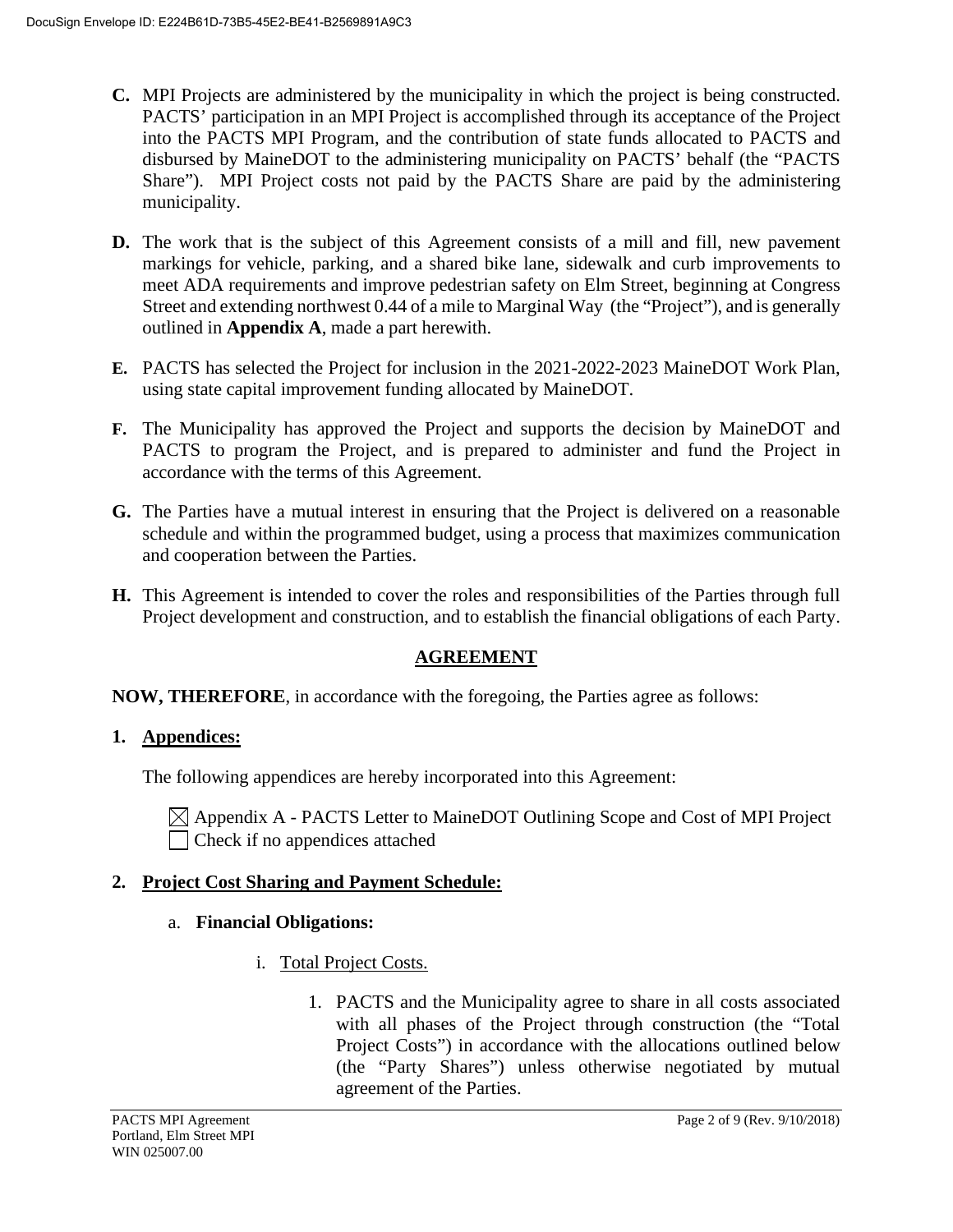**C.** MPI Projects are administered by the municipality in which the project is being constructed. PACTS' participation in an MPI Project is accomplished through its acceptance of the Project into the PACTS MPI Program, and the contribution of state funds allocated to PACTS and disbursed by MaineDOT to the administering municipality on PACTS' behalf (the "PACTS Share"). MPI Project costs not paid by the PACTS Share are paid by the administering municipality.

**D.** The work that is the subject of this Agreement consists of a mill and fill, new pavement markings for vehicle, parking, and a shared bike lane, sidewalk and curb improvements to meet ADA requirements and improve pedestrian safety on Elm Street, beginning at Congress Street and extending northwest 0.44 of a mile to Marginal Way (the "Project"), and is generally outlined in **Appendix A**, made a part herewith.

**E.** PACTS has selected the Project for inclusion in the 2021-2022-2023 MaineDOT Work Plan, using state capital improvement funding allocated by MaineDOT.

**F.** The Municipality has approved the Project and supports the decision by MaineDOT and PACTS to program the Project, and is prepared to administer and fund the Project in accordance with the terms of this Agreement.

**G.** The Parties have a mutual interest in ensuring that the Project is delivered on a reasonable schedule and within the programmed budget, using a process that maximizes communication and cooperation between the Parties.

**H.** This Agreement is intended to cover the roles and responsibilities of the Parties through full Project development and construction, and to establish the financial obligations of each Party.

## AGREEMENT

**NOW, THEREFORE**, in accordance with the foregoing, the Parties agree as follows:

**1. Appendices:**

The following appendices are hereby incorporated into this Agreement:

☒ Appendix A - PACTS Letter to MaineDOT Outlining Scope and Cost of MPI Project
☐ Check if no appendices attached

**2. Project Cost Sharing and Payment Schedule:**

a. **Financial Obligations:**

i. Total Project Costs.

1. PACTS and the Municipality agree to share in all costs associated with all phases of the Project through construction (the "Total Project Costs") in accordance with the allocations outlined below (the "Party Shares") unless otherwise negotiated by mutual agreement of the Parties.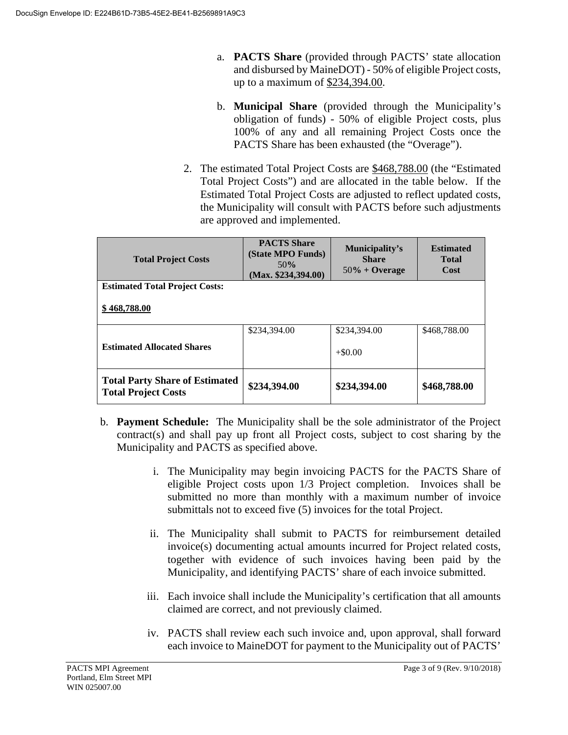a. **PACTS Share** (provided through PACTS' state allocation and disbursed by MaineDOT) - 50% of eligible Project costs, up to a maximum of $234,394.00.

b. **Municipal Share** (provided through the Municipality's obligation of funds) - 50% of eligible Project costs, plus 100% of any and all remaining Project Costs once the PACTS Share has been exhausted (the "Overage").

2. The estimated Total Project Costs are $468,788.00 (the "Estimated Total Project Costs") and are allocated in the table below. If the Estimated Total Project Costs are adjusted to reflect updated costs, the Municipality will consult with PACTS before such adjustments are approved and implemented.

| Total Project Costs | PACTS Share (State MPO Funds) 50% (Max. $234,394.00) | Municipality's Share 50% + Overage | Estimated Total Cost |
|---|---|---|---|
| **Estimated Total Project Costs:** **$ 468,788.00** | | | |
| **Estimated Allocated Shares** | $234,394.00 | $234,394.00 +$0.00 | $468,788.00 |
| **Total Party Share of Estimated Total Project Costs** | **$234,394.00** | **$234,394.00** | **$468,788.00** |

b. **Payment Schedule:** The Municipality shall be the sole administrator of the Project contract(s) and shall pay up front all Project costs, subject to cost sharing by the Municipality and PACTS as specified above.

i. The Municipality may begin invoicing PACTS for the PACTS Share of eligible Project costs upon 1/3 Project completion. Invoices shall be submitted no more than monthly with a maximum number of invoice submittals not to exceed five (5) invoices for the total Project.

ii. The Municipality shall submit to PACTS for reimbursement detailed invoice(s) documenting actual amounts incurred for Project related costs, together with evidence of such invoices having been paid by the Municipality, and identifying PACTS' share of each invoice submitted.

iii. Each invoice shall include the Municipality's certification that all amounts claimed are correct, and not previously claimed.

iv. PACTS shall review each such invoice and, upon approval, shall forward each invoice to MaineDOT for payment to the Municipality out of PACTS'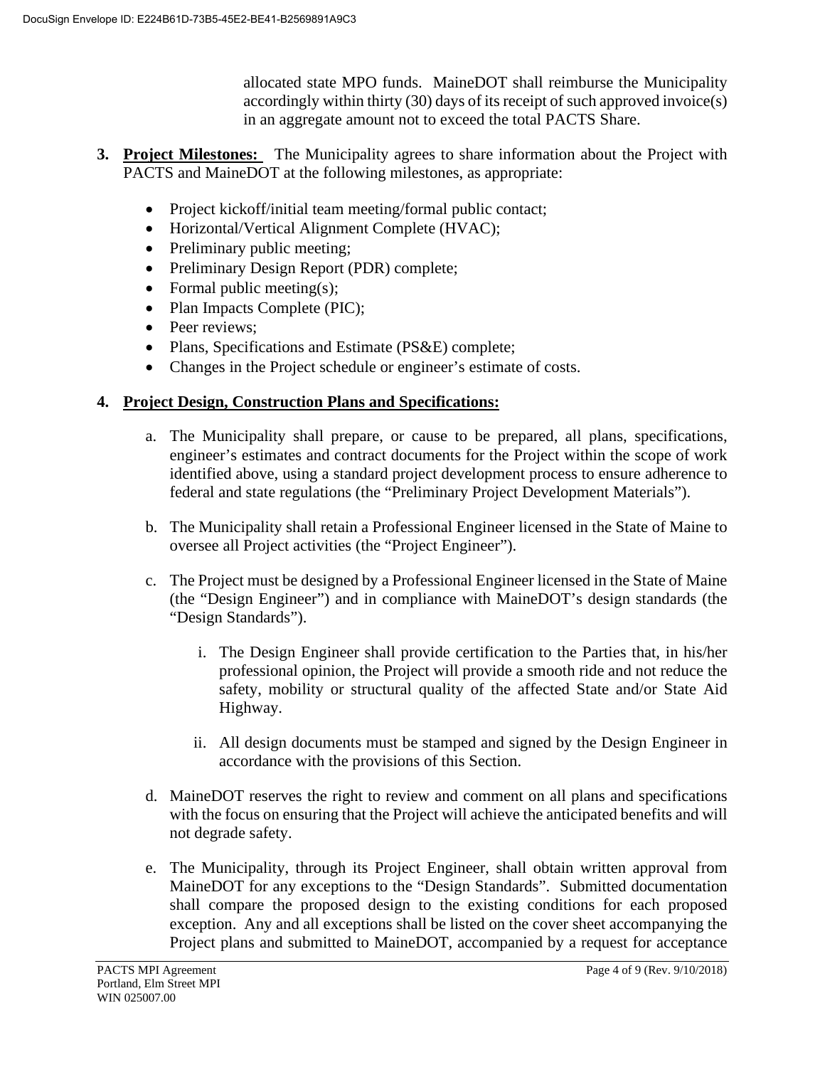allocated state MPO funds. MaineDOT shall reimburse the Municipality accordingly within thirty (30) days of its receipt of such approved invoice(s) in an aggregate amount not to exceed the total PACTS Share.

3. **Project Milestones:** The Municipality agrees to share information about the Project with PACTS and MaineDOT at the following milestones, as appropriate:

   - Project kickoff/initial team meeting/formal public contact;
   - Horizontal/Vertical Alignment Complete (HVAC);
   - Preliminary public meeting;
   - Preliminary Design Report (PDR) complete;
   - Formal public meeting(s);
   - Plan Impacts Complete (PIC);
   - Peer reviews;
   - Plans, Specifications and Estimate (PS&E) complete;
   - Changes in the Project schedule or engineer's estimate of costs.

4. **Project Design, Construction Plans and Specifications:**

   a. The Municipality shall prepare, or cause to be prepared, all plans, specifications, engineer's estimates and contract documents for the Project within the scope of work identified above, using a standard project development process to ensure adherence to federal and state regulations (the "Preliminary Project Development Materials").

   b. The Municipality shall retain a Professional Engineer licensed in the State of Maine to oversee all Project activities (the "Project Engineer").

   c. The Project must be designed by a Professional Engineer licensed in the State of Maine (the "Design Engineer") and in compliance with MaineDOT's design standards (the "Design Standards").

      i. The Design Engineer shall provide certification to the Parties that, in his/her professional opinion, the Project will provide a smooth ride and not reduce the safety, mobility or structural quality of the affected State and/or State Aid Highway.

      ii. All design documents must be stamped and signed by the Design Engineer in accordance with the provisions of this Section.

   d. MaineDOT reserves the right to review and comment on all plans and specifications with the focus on ensuring that the Project will achieve the anticipated benefits and will not degrade safety.

   e. The Municipality, through its Project Engineer, shall obtain written approval from MaineDOT for any exceptions to the "Design Standards". Submitted documentation shall compare the proposed design to the existing conditions for each proposed exception. Any and all exceptions shall be listed on the cover sheet accompanying the Project plans and submitted to MaineDOT, accompanied by a request for acceptance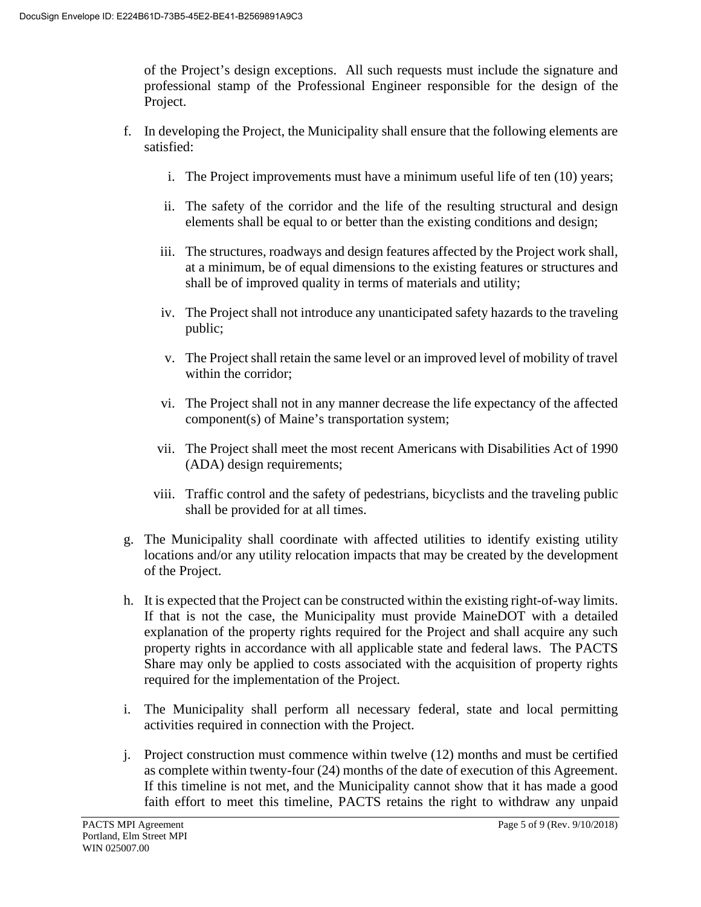of the Project's design exceptions. All such requests must include the signature and professional stamp of the Professional Engineer responsible for the design of the Project.

f. In developing the Project, the Municipality shall ensure that the following elements are satisfied:

   i. The Project improvements must have a minimum useful life of ten (10) years;

   ii. The safety of the corridor and the life of the resulting structural and design elements shall be equal to or better than the existing conditions and design;

   iii. The structures, roadways and design features affected by the Project work shall, at a minimum, be of equal dimensions to the existing features or structures and shall be of improved quality in terms of materials and utility;

   iv. The Project shall not introduce any unanticipated safety hazards to the traveling public;

   v. The Project shall retain the same level or an improved level of mobility of travel within the corridor;

   vi. The Project shall not in any manner decrease the life expectancy of the affected component(s) of Maine's transportation system;

   vii. The Project shall meet the most recent Americans with Disabilities Act of 1990 (ADA) design requirements;

   viii. Traffic control and the safety of pedestrians, bicyclists and the traveling public shall be provided for at all times.

g. The Municipality shall coordinate with affected utilities to identify existing utility locations and/or any utility relocation impacts that may be created by the development of the Project.

h. It is expected that the Project can be constructed within the existing right-of-way limits. If that is not the case, the Municipality must provide MaineDOT with a detailed explanation of the property rights required for the Project and shall acquire any such property rights in accordance with all applicable state and federal laws. The PACTS Share may only be applied to costs associated with the acquisition of property rights required for the implementation of the Project.

i. The Municipality shall perform all necessary federal, state and local permitting activities required in connection with the Project.

j. Project construction must commence within twelve (12) months and must be certified as complete within twenty-four (24) months of the date of execution of this Agreement. If this timeline is not met, and the Municipality cannot show that it has made a good faith effort to meet this timeline, PACTS retains the right to withdraw any unpaid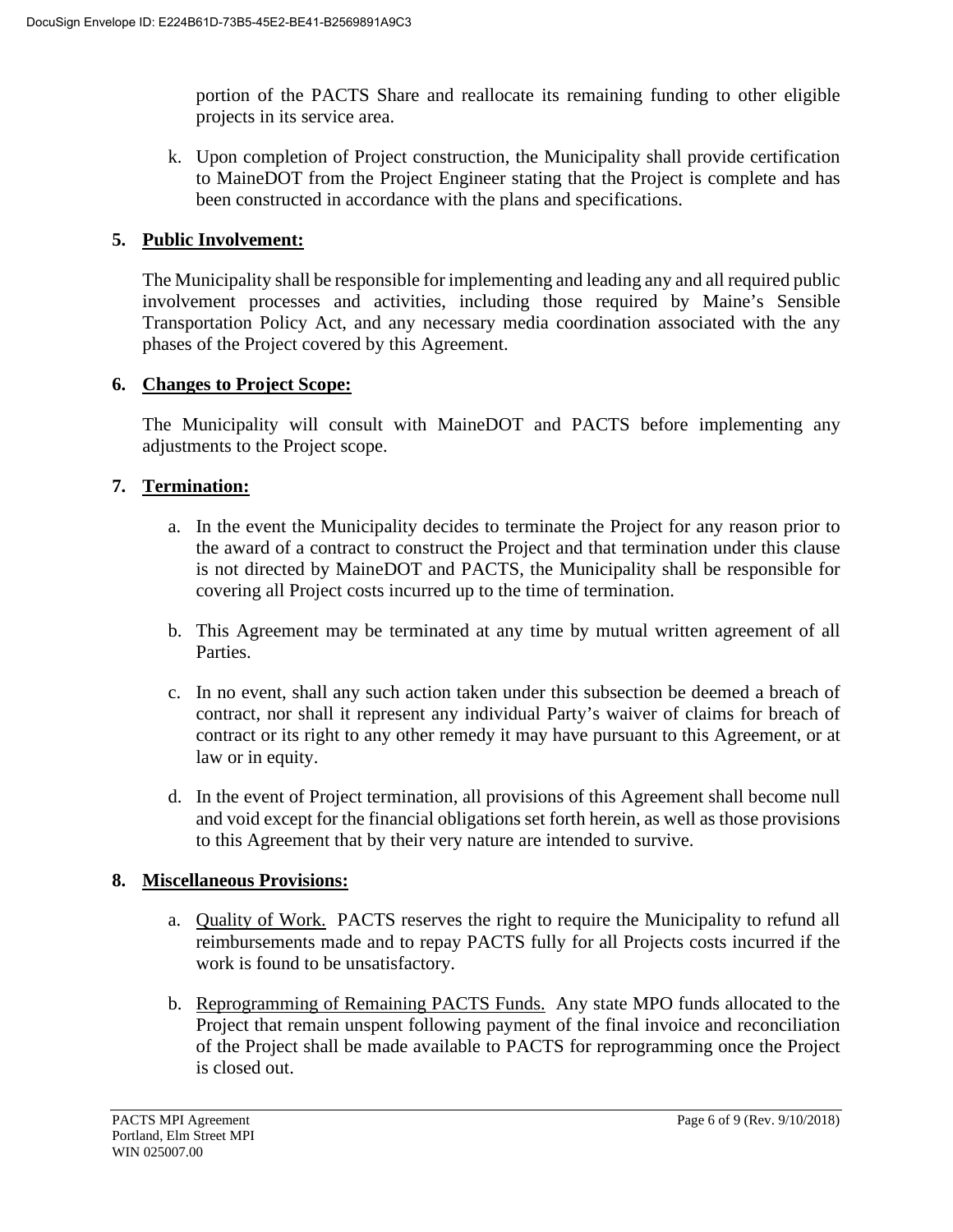portion of the PACTS Share and reallocate its remaining funding to other eligible projects in its service area.

k. Upon completion of Project construction, the Municipality shall provide certification to MaineDOT from the Project Engineer stating that the Project is complete and has been constructed in accordance with the plans and specifications.

**5. Public Involvement:**

The Municipality shall be responsible for implementing and leading any and all required public involvement processes and activities, including those required by Maine's Sensible Transportation Policy Act, and any necessary media coordination associated with the any phases of the Project covered by this Agreement.

**6. Changes to Project Scope:**

The Municipality will consult with MaineDOT and PACTS before implementing any adjustments to the Project scope.

**7. Termination:**

a. In the event the Municipality decides to terminate the Project for any reason prior to the award of a contract to construct the Project and that termination under this clause is not directed by MaineDOT and PACTS, the Municipality shall be responsible for covering all Project costs incurred up to the time of termination.

b. This Agreement may be terminated at any time by mutual written agreement of all Parties.

c. In no event, shall any such action taken under this subsection be deemed a breach of contract, nor shall it represent any individual Party's waiver of claims for breach of contract or its right to any other remedy it may have pursuant to this Agreement, or at law or in equity.

d. In the event of Project termination, all provisions of this Agreement shall become null and void except for the financial obligations set forth herein, as well as those provisions to this Agreement that by their very nature are intended to survive.

**8. Miscellaneous Provisions:**

a. Quality of Work. PACTS reserves the right to require the Municipality to refund all reimbursements made and to repay PACTS fully for all Projects costs incurred if the work is found to be unsatisfactory.

b. Reprogramming of Remaining PACTS Funds. Any state MPO funds allocated to the Project that remain unspent following payment of the final invoice and reconciliation of the Project shall be made available to PACTS for reprogramming once the Project is closed out.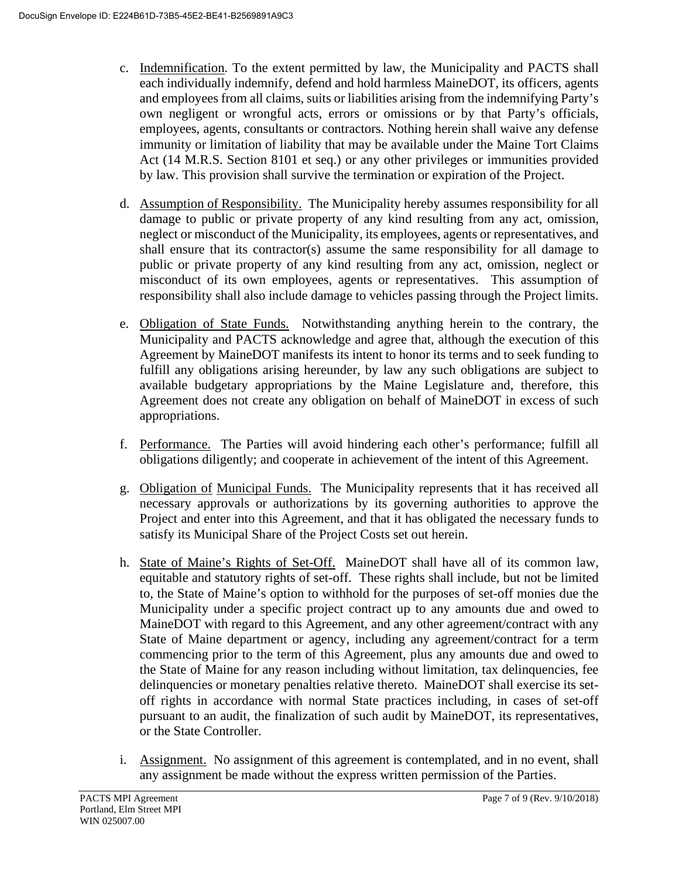c. Indemnification. To the extent permitted by law, the Municipality and PACTS shall each individually indemnify, defend and hold harmless MaineDOT, its officers, agents and employees from all claims, suits or liabilities arising from the indemnifying Party's own negligent or wrongful acts, errors or omissions or by that Party's officials, employees, agents, consultants or contractors. Nothing herein shall waive any defense immunity or limitation of liability that may be available under the Maine Tort Claims Act (14 M.R.S. Section 8101 et seq.) or any other privileges or immunities provided by law. This provision shall survive the termination or expiration of the Project.

d. Assumption of Responsibility. The Municipality hereby assumes responsibility for all damage to public or private property of any kind resulting from any act, omission, neglect or misconduct of the Municipality, its employees, agents or representatives, and shall ensure that its contractor(s) assume the same responsibility for all damage to public or private property of any kind resulting from any act, omission, neglect or misconduct of its own employees, agents or representatives. This assumption of responsibility shall also include damage to vehicles passing through the Project limits.

e. Obligation of State Funds. Notwithstanding anything herein to the contrary, the Municipality and PACTS acknowledge and agree that, although the execution of this Agreement by MaineDOT manifests its intent to honor its terms and to seek funding to fulfill any obligations arising hereunder, by law any such obligations are subject to available budgetary appropriations by the Maine Legislature and, therefore, this Agreement does not create any obligation on behalf of MaineDOT in excess of such appropriations.

f. Performance. The Parties will avoid hindering each other's performance; fulfill all obligations diligently; and cooperate in achievement of the intent of this Agreement.

g. Obligation of Municipal Funds. The Municipality represents that it has received all necessary approvals or authorizations by its governing authorities to approve the Project and enter into this Agreement, and that it has obligated the necessary funds to satisfy its Municipal Share of the Project Costs set out herein.

h. State of Maine's Rights of Set-Off. MaineDOT shall have all of its common law, equitable and statutory rights of set-off. These rights shall include, but not be limited to, the State of Maine's option to withhold for the purposes of set-off monies due the Municipality under a specific project contract up to any amounts due and owed to MaineDOT with regard to this Agreement, and any other agreement/contract with any State of Maine department or agency, including any agreement/contract for a term commencing prior to the term of this Agreement, plus any amounts due and owed to the State of Maine for any reason including without limitation, tax delinquencies, fee delinquencies or monetary penalties relative thereto. MaineDOT shall exercise its set-off rights in accordance with normal State practices including, in cases of set-off pursuant to an audit, the finalization of such audit by MaineDOT, its representatives, or the State Controller.

i. Assignment. No assignment of this agreement is contemplated, and in no event, shall any assignment be made without the express written permission of the Parties.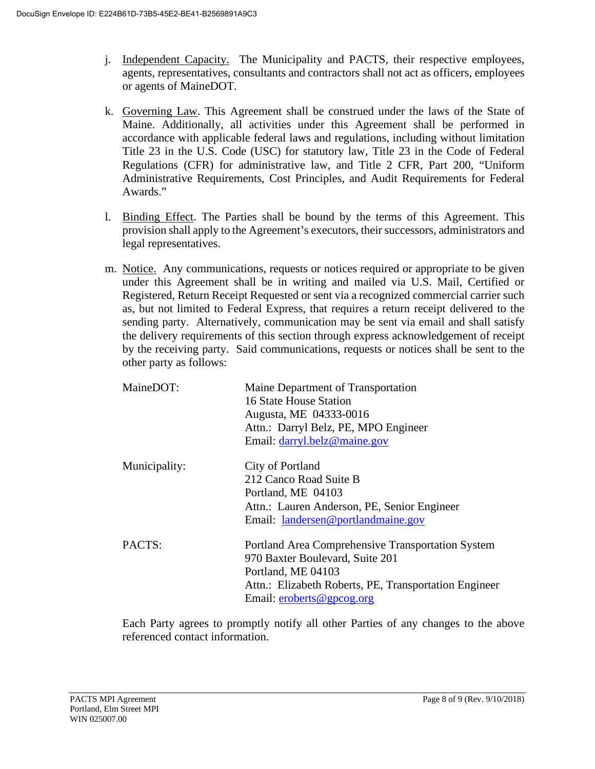j. Independent Capacity. The Municipality and PACTS, their respective employees, agents, representatives, consultants and contractors shall not act as officers, employees or agents of MaineDOT.

k. Governing Law. This Agreement shall be construed under the laws of the State of Maine. Additionally, all activities under this Agreement shall be performed in accordance with applicable federal laws and regulations, including without limitation Title 23 in the U.S. Code (USC) for statutory law, Title 23 in the Code of Federal Regulations (CFR) for administrative law, and Title 2 CFR, Part 200, "Uniform Administrative Requirements, Cost Principles, and Audit Requirements for Federal Awards."

l. Binding Effect. The Parties shall be bound by the terms of this Agreement. This provision shall apply to the Agreement's executors, their successors, administrators and legal representatives.

m. Notice. Any communications, requests or notices required or appropriate to be given under this Agreement shall be in writing and mailed via U.S. Mail, Certified or Registered, Return Receipt Requested or sent via a recognized commercial carrier such as, but not limited to Federal Express, that requires a return receipt delivered to the sending party. Alternatively, communication may be sent via email and shall satisfy the delivery requirements of this section through express acknowledgement of receipt by the receiving party. Said communications, requests or notices shall be sent to the other party as follows:

| | |
|---|---|
| MaineDOT: | Maine Department of Transportation<br>16 State House Station<br>Augusta, ME 04333-0016<br>Attn.: Darryl Belz, PE, MPO Engineer<br>Email: darryl.belz@maine.gov |
| Municipality: | City of Portland<br>212 Canco Road Suite B<br>Portland, ME 04103<br>Attn.: Lauren Anderson, PE, Senior Engineer<br>Email: landersen@portlandmaine.gov |
| PACTS: | Portland Area Comprehensive Transportation System<br>970 Baxter Boulevard, Suite 201<br>Portland, ME 04103<br>Attn.: Elizabeth Roberts, PE, Transportation Engineer<br>Email: eroberts@gpcog.org |

Each Party agrees to promptly notify all other Parties of any changes to the above referenced contact information.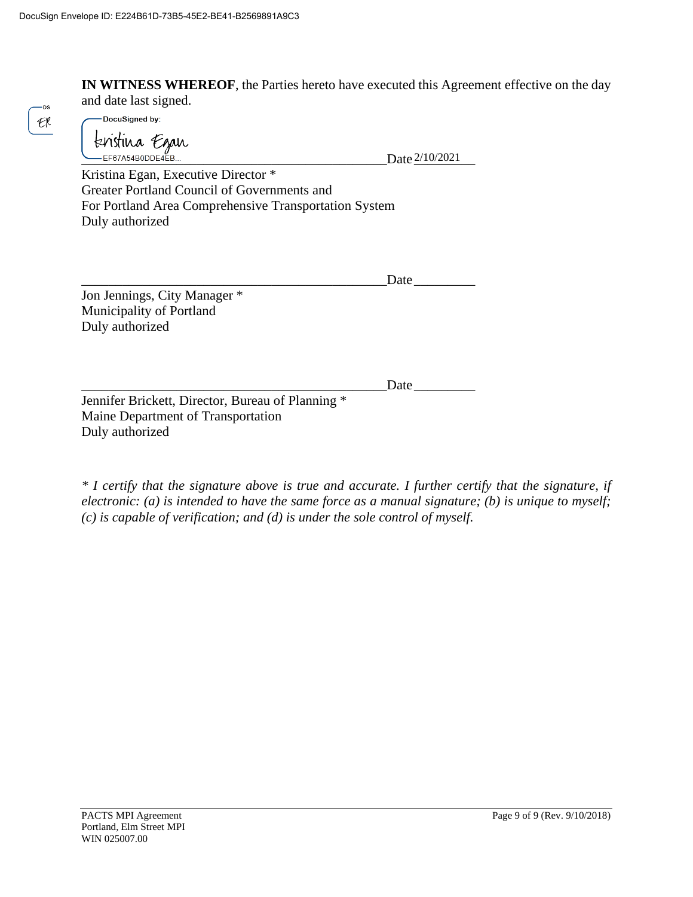**IN WITNESS WHEREOF**, the Parties hereto have executed this Agreement effective on the day and date last signed.

DocuSigned by: Kristina Egan
EF67A54B0DDE4EB...
_______________________________________________Date 2/10/2021

Kristina Egan, Executive Director *
Greater Portland Council of Governments and
For Portland Area Comprehensive Transportation System
Duly authorized

_______________________________________________Date _________

Jon Jennings, City Manager *
Municipality of Portland
Duly authorized

_______________________________________________Date _________

Jennifer Brickett, Director, Bureau of Planning *
Maine Department of Transportation
Duly authorized

*\* I certify that the signature above is true and accurate. I further certify that the signature, if electronic: (a) is intended to have the same force as a manual signature; (b) is unique to myself; (c) is capable of verification; and (d) is under the sole control of myself.*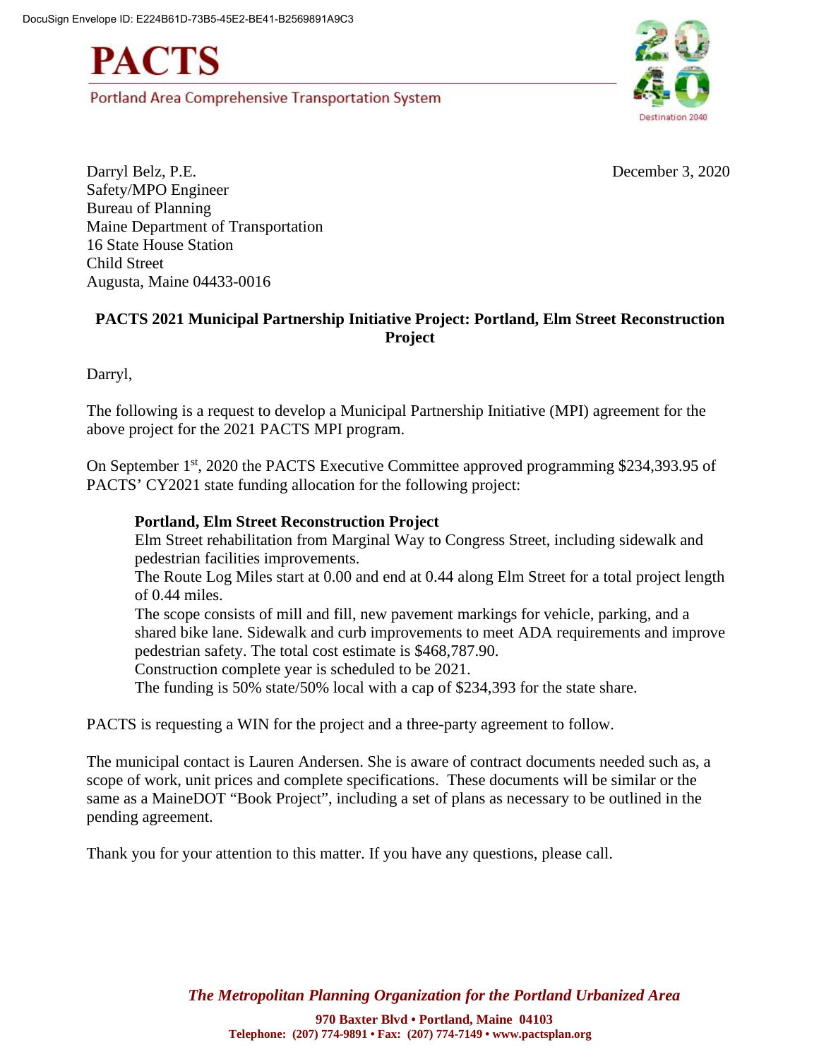DocuSign Envelope ID: E224B61D-73B5-45E2-BE41-B2569891A9C3

# PACTS

Portland Area Comprehensive Transportation System

Destination 2040

Darryl Belz, P.E.
Safety/MPO Engineer
Bureau of Planning
Maine Department of Transportation
16 State House Station
Child Street
Augusta, Maine 04433-0016

December 3, 2020

**PACTS 2021 Municipal Partnership Initiative Project: Portland, Elm Street Reconstruction Project**

Darryl,

The following is a request to develop a Municipal Partnership Initiative (MPI) agreement for the above project for the 2021 PACTS MPI program.

On September 1st, 2020 the PACTS Executive Committee approved programming $234,393.95 of PACTS' CY2021 state funding allocation for the following project:

> **Portland, Elm Street Reconstruction Project**
> Elm Street rehabilitation from Marginal Way to Congress Street, including sidewalk and pedestrian facilities improvements.
> The Route Log Miles start at 0.00 and end at 0.44 along Elm Street for a total project length of 0.44 miles.
> The scope consists of mill and fill, new pavement markings for vehicle, parking, and a shared bike lane. Sidewalk and curb improvements to meet ADA requirements and improve pedestrian safety. The total cost estimate is $468,787.90.
> Construction complete year is scheduled to be 2021.
> The funding is 50% state/50% local with a cap of $234,393 for the state share.

PACTS is requesting a WIN for the project and a three-party agreement to follow.

The municipal contact is Lauren Andersen. She is aware of contract documents needed such as, a scope of work, unit prices and complete specifications. These documents will be similar or the same as a MaineDOT "Book Project", including a set of plans as necessary to be outlined in the pending agreement.

Thank you for your attention to this matter. If you have any questions, please call.

*The Metropolitan Planning Organization for the Portland Urbanized Area*

**970 Baxter Blvd • Portland, Maine 04103**
**Telephone: (207) 774-9891 • Fax: (207) 774-7149 • www.pactsplan.org**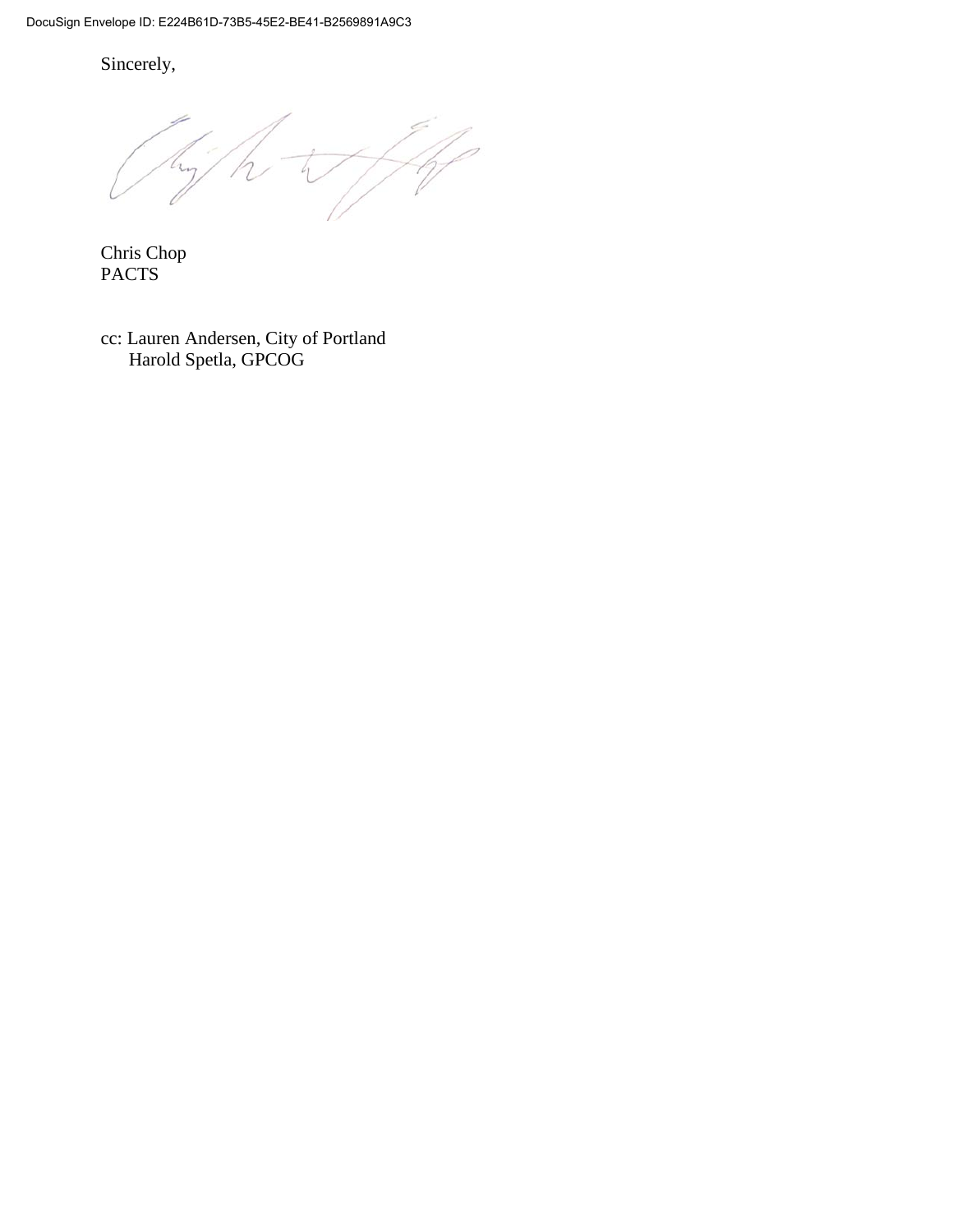Sincerely,

Chris Chop
PACTS

cc: Lauren Andersen, City of Portland
Harold Spetla, GPCOG